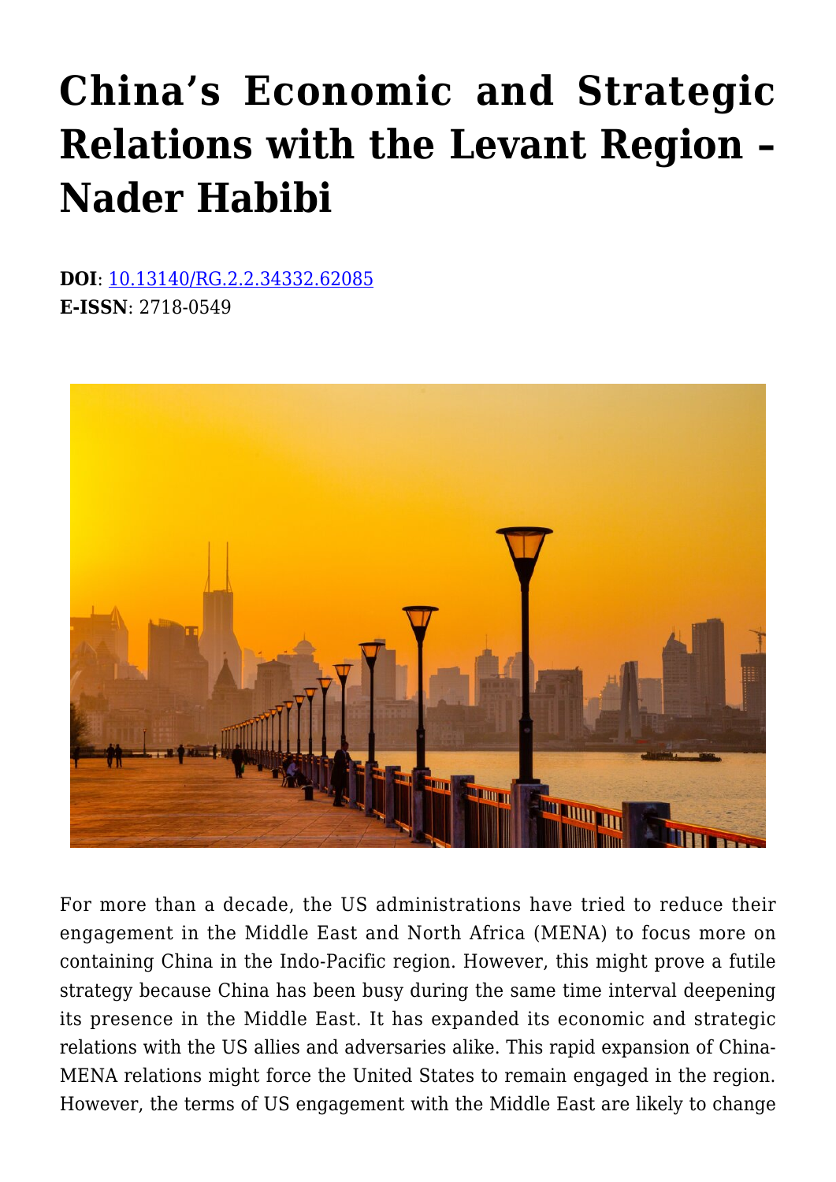# China's Economic and Strategic Relations with the Levant Region – Nader Habibi

**DOI**: [10.13140/RG.2.2.34332.62085](10.13140/RG.2.2.34332.62085)
**E-ISSN**: 2718-0549

For more than a decade, the US administrations have tried to reduce their engagement in the Middle East and North Africa (MENA) to focus more on containing China in the Indo-Pacific region. However, this might prove a futile strategy because China has been busy during the same time interval deepening its presence in the Middle East. It has expanded its economic and strategic relations with the US allies and adversaries alike. This rapid expansion of China-MENA relations might force the United States to remain engaged in the region. However, the terms of US engagement with the Middle East are likely to change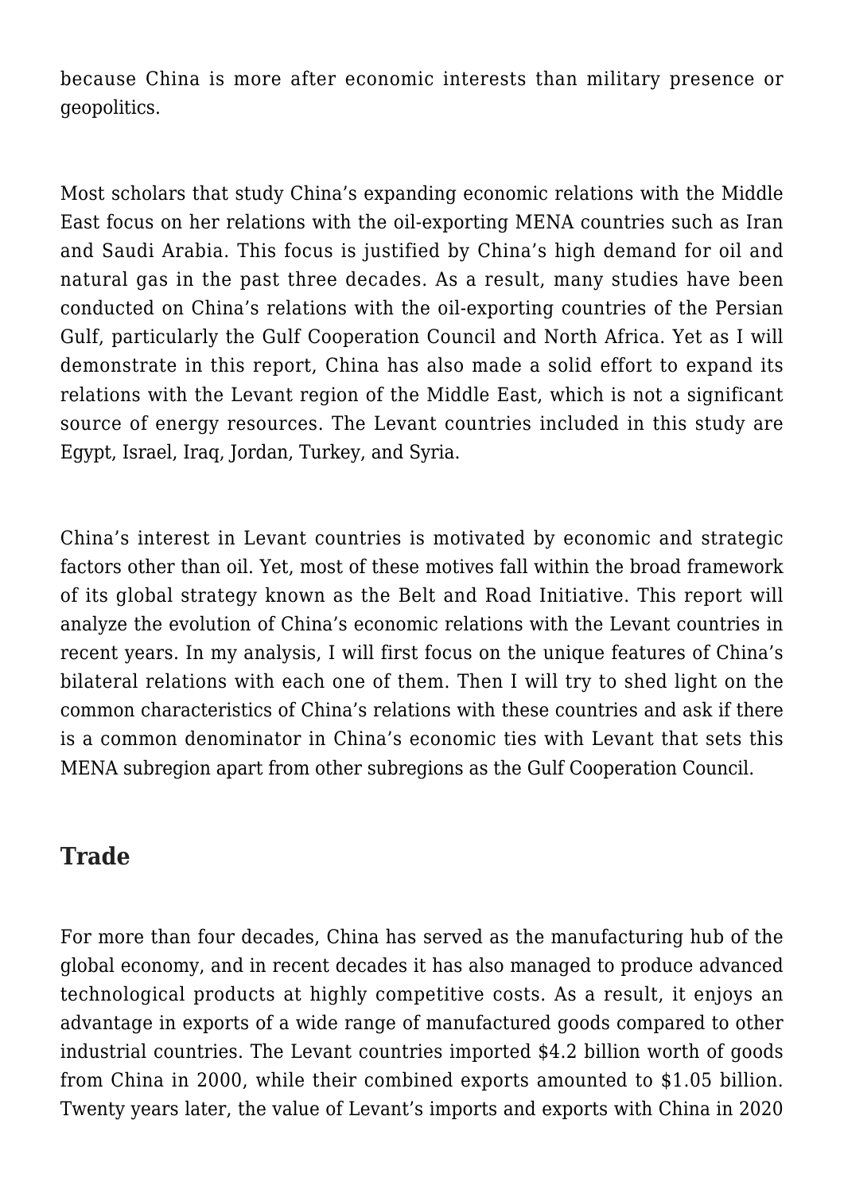because China is more after economic interests than military presence or geopolitics.

Most scholars that study China's expanding economic relations with the Middle East focus on her relations with the oil-exporting MENA countries such as Iran and Saudi Arabia. This focus is justified by China's high demand for oil and natural gas in the past three decades. As a result, many studies have been conducted on China's relations with the oil-exporting countries of the Persian Gulf, particularly the Gulf Cooperation Council and North Africa. Yet as I will demonstrate in this report, China has also made a solid effort to expand its relations with the Levant region of the Middle East, which is not a significant source of energy resources. The Levant countries included in this study are Egypt, Israel, Iraq, Jordan, Turkey, and Syria.

China's interest in Levant countries is motivated by economic and strategic factors other than oil. Yet, most of these motives fall within the broad framework of its global strategy known as the Belt and Road Initiative. This report will analyze the evolution of China's economic relations with the Levant countries in recent years. In my analysis, I will first focus on the unique features of China's bilateral relations with each one of them. Then I will try to shed light on the common characteristics of China's relations with these countries and ask if there is a common denominator in China's economic ties with Levant that sets this MENA subregion apart from other subregions as the Gulf Cooperation Council.

## Trade

For more than four decades, China has served as the manufacturing hub of the global economy, and in recent decades it has also managed to produce advanced technological products at highly competitive costs. As a result, it enjoys an advantage in exports of a wide range of manufactured goods compared to other industrial countries. The Levant countries imported $4.2 billion worth of goods from China in 2000, while their combined exports amounted to $1.05 billion. Twenty years later, the value of Levant's imports and exports with China in 2020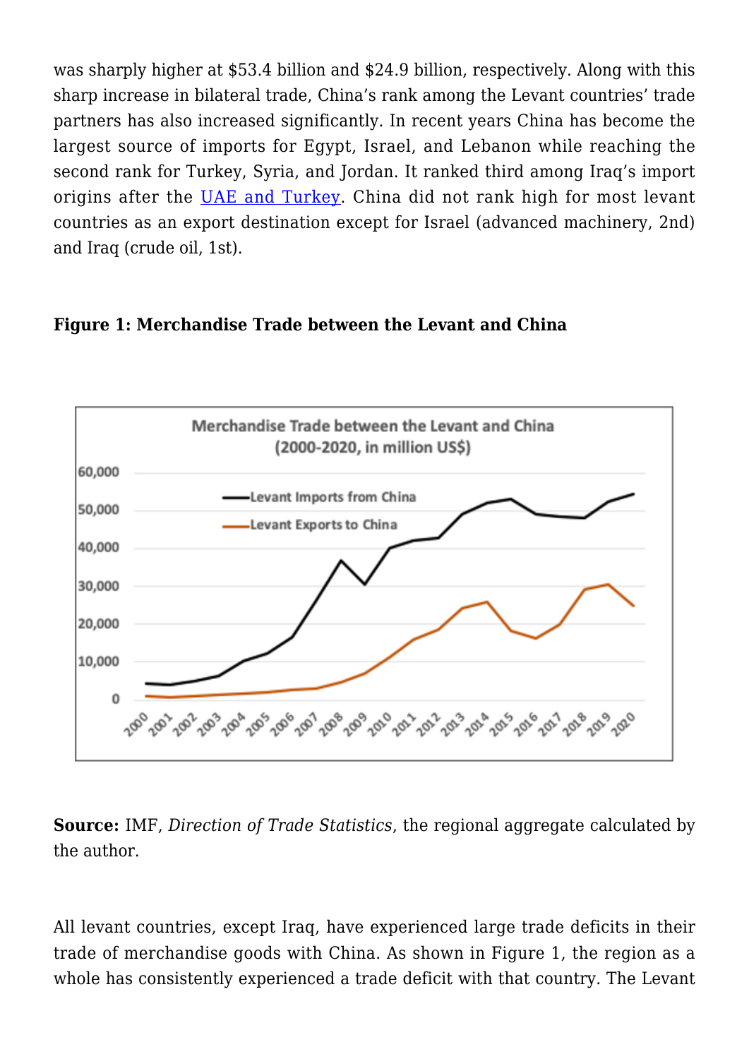was sharply higher at $53.4 billion and $24.9 billion, respectively. Along with this sharp increase in bilateral trade, China's rank among the Levant countries' trade partners has also increased significantly. In recent years China has become the largest source of imports for Egypt, Israel, and Lebanon while reaching the second rank for Turkey, Syria, and Jordan. It ranked third among Iraq's import origins after the UAE and Turkey. China did not rank high for most levant countries as an export destination except for Israel (advanced machinery, 2nd) and Iraq (crude oil, 1st).

**Figure 1: Merchandise Trade between the Levant and China**

**Source:** IMF, *Direction of Trade Statistics*, the regional aggregate calculated by the author.

All levant countries, except Iraq, have experienced large trade deficits in their trade of merchandise goods with China. As shown in Figure 1, the region as a whole has consistently experienced a trade deficit with that country. The Levant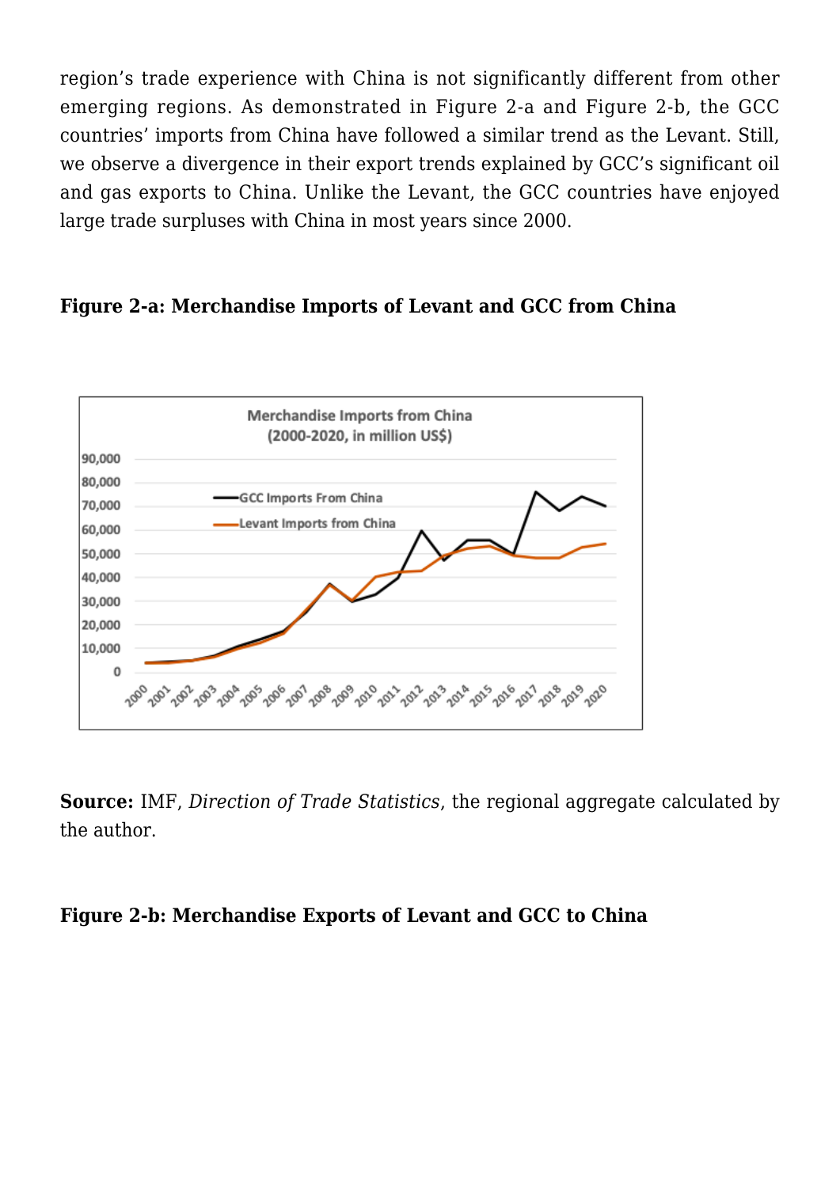region's trade experience with China is not significantly different from other emerging regions. As demonstrated in Figure 2-a and Figure 2-b, the GCC countries' imports from China have followed a similar trend as the Levant. Still, we observe a divergence in their export trends explained by GCC's significant oil and gas exports to China. Unlike the Levant, the GCC countries have enjoyed large trade surpluses with China in most years since 2000.

**Figure 2-a: Merchandise Imports of Levant and GCC from China**

**Source:** IMF, *Direction of Trade Statistics*, the regional aggregate calculated by the author.

**Figure 2-b: Merchandise Exports of Levant and GCC to China**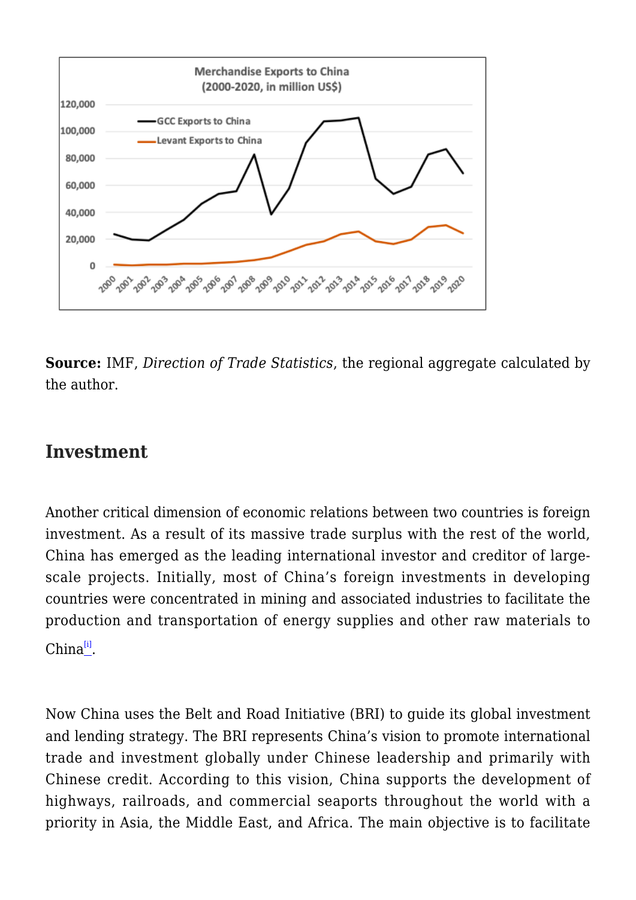**Merchandise Exports to China (2000-2020, in million US$)**

**Source:** IMF, *Direction of Trade Statistics*, the regional aggregate calculated by the author.

## Investment

Another critical dimension of economic relations between two countries is foreign investment. As a result of its massive trade surplus with the rest of the world, China has emerged as the leading international investor and creditor of large-scale projects. Initially, most of China's foreign investments in developing countries were concentrated in mining and associated industries to facilitate the production and transportation of energy supplies and other raw materials to China[i].

Now China uses the Belt and Road Initiative (BRI) to guide its global investment and lending strategy. The BRI represents China's vision to promote international trade and investment globally under Chinese leadership and primarily with Chinese credit. According to this vision, China supports the development of highways, railroads, and commercial seaports throughout the world with a priority in Asia, the Middle East, and Africa. The main objective is to facilitate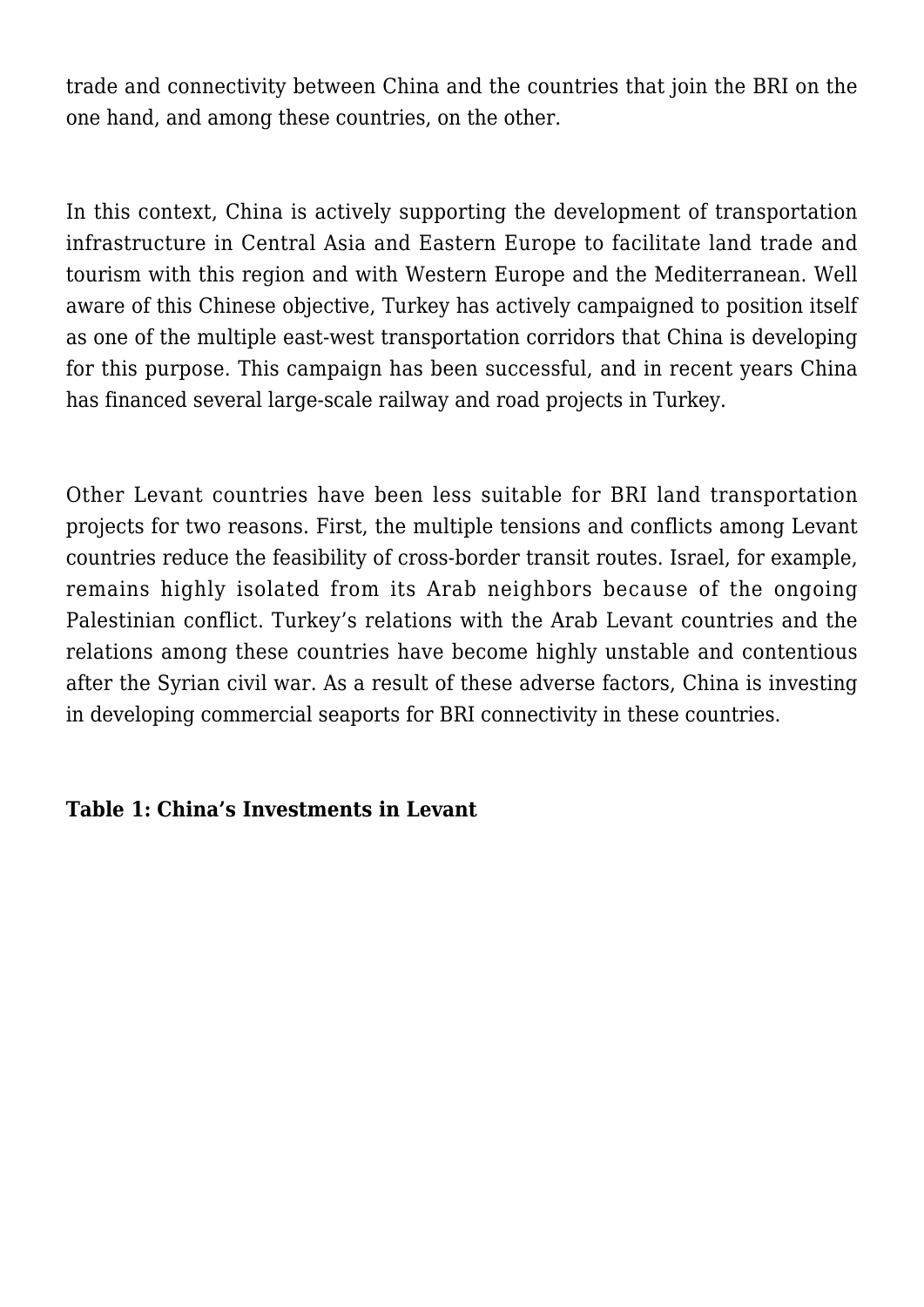trade and connectivity between China and the countries that join the BRI on the one hand, and among these countries, on the other.

In this context, China is actively supporting the development of transportation infrastructure in Central Asia and Eastern Europe to facilitate land trade and tourism with this region and with Western Europe and the Mediterranean. Well aware of this Chinese objective, Turkey has actively campaigned to position itself as one of the multiple east-west transportation corridors that China is developing for this purpose. This campaign has been successful, and in recent years China has financed several large-scale railway and road projects in Turkey.

Other Levant countries have been less suitable for BRI land transportation projects for two reasons. First, the multiple tensions and conflicts among Levant countries reduce the feasibility of cross-border transit routes. Israel, for example, remains highly isolated from its Arab neighbors because of the ongoing Palestinian conflict. Turkey's relations with the Arab Levant countries and the relations among these countries have become highly unstable and contentious after the Syrian civil war. As a result of these adverse factors, China is investing in developing commercial seaports for BRI connectivity in these countries.

**Table 1: China's Investments in Levant**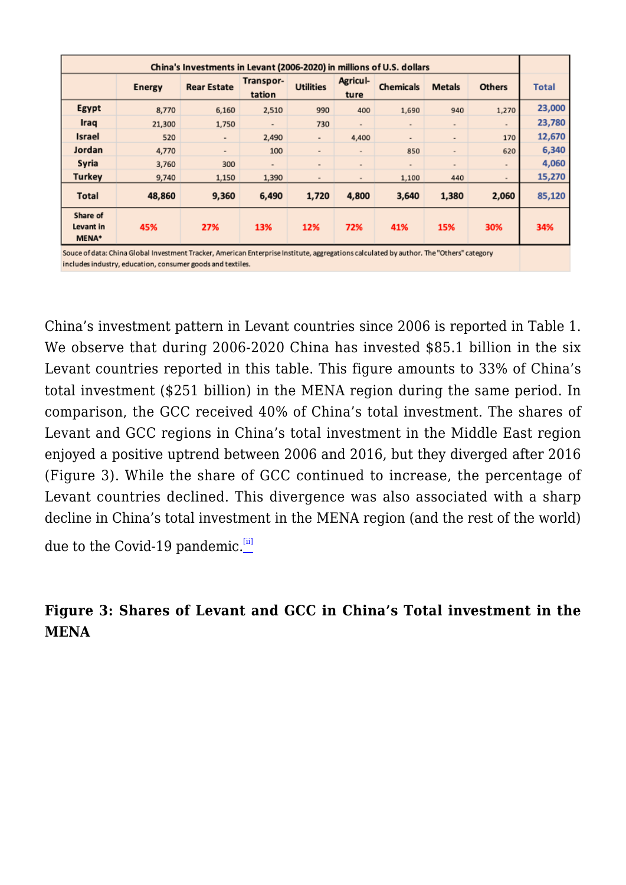| China's Investments in Levant (2006-2020) in millions of U.S. dollars | | | | | | | | | |
|---|---|---|---|---|---|---|---|---|---|
| | Energy | Rear Estate | Transportation | Utilities | Agriculture | Chemicals | Metals | Others | Total |
| Egypt | 8,770 | 6,160 | 2,510 | 990 | 400 | 1,690 | 940 | 1,270 | 23,000 |
| Iraq | 21,300 | 1,750 | - | 730 | - | - | - | - | 23,780 |
| Israel | 520 | - | 2,490 | - | 4,400 | - | - | 170 | 12,670 |
| Jordan | 4,770 | - | 100 | - | - | 850 | - | 620 | 6,340 |
| Syria | 3,760 | 300 | - | - | - | - | - | - | 4,060 |
| Turkey | 9,740 | 1,150 | 1,390 | - | - | 1,100 | 440 | - | 15,270 |
| Total | 48,860 | 9,360 | 6,490 | 1,720 | 4,800 | 3,640 | 1,380 | 2,060 | 85,120 |
| Share of Levant in MENA* | 45% | 27% | 13% | 12% | 72% | 41% | 15% | 30% | 34% |

Souce of data: China Global Investment Tracker, American Enterprise Institute, aggregations calculated by author. The "Others" category includes industry, education, consumer goods and textiles.

China's investment pattern in Levant countries since 2006 is reported in Table 1. We observe that during 2006-2020 China has invested $85.1 billion in the six Levant countries reported in this table. This figure amounts to 33% of China's total investment ($251 billion) in the MENA region during the same period. In comparison, the GCC received 40% of China's total investment. The shares of Levant and GCC regions in China's total investment in the Middle East region enjoyed a positive uptrend between 2006 and 2016, but they diverged after 2016 (Figure 3). While the share of GCC continued to increase, the percentage of Levant countries declined. This divergence was also associated with a sharp decline in China's total investment in the MENA region (and the rest of the world) due to the Covid-19 pandemic.[ii]

**Figure 3: Shares of Levant and GCC in China's Total investment in the MENA**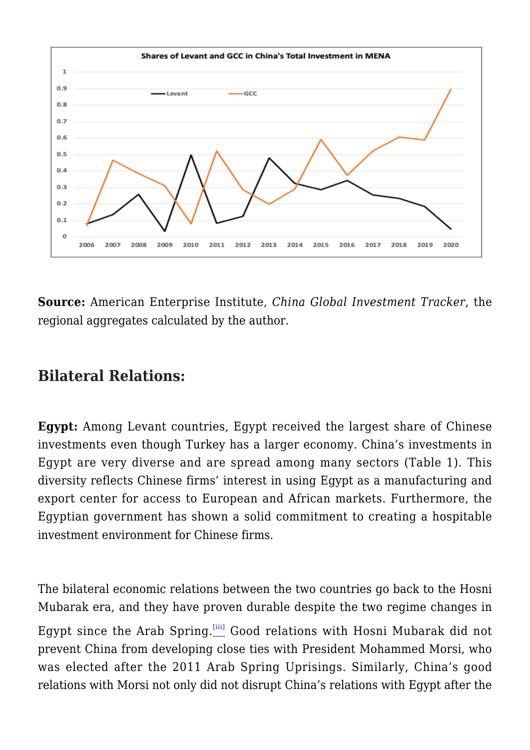Shares of Levant and GCC in China's Total Investment in MENA

**Source:** American Enterprise Institute*, China Global Investment Tracker*, the regional aggregates calculated by the author.

## Bilateral Relations:

**Egypt:** Among Levant countries, Egypt received the largest share of Chinese investments even though Turkey has a larger economy. China's investments in Egypt are very diverse and are spread among many sectors (Table 1). This diversity reflects Chinese firms' interest in using Egypt as a manufacturing and export center for access to European and African markets. Furthermore, the Egyptian government has shown a solid commitment to creating a hospitable investment environment for Chinese firms.

The bilateral economic relations between the two countries go back to the Hosni Mubarak era, and they have proven durable despite the two regime changes in Egypt since the Arab Spring.[iii] Good relations with Hosni Mubarak did not prevent China from developing close ties with President Mohammed Morsi, who was elected after the 2011 Arab Spring Uprisings. Similarly, China's good relations with Morsi not only did not disrupt China's relations with Egypt after the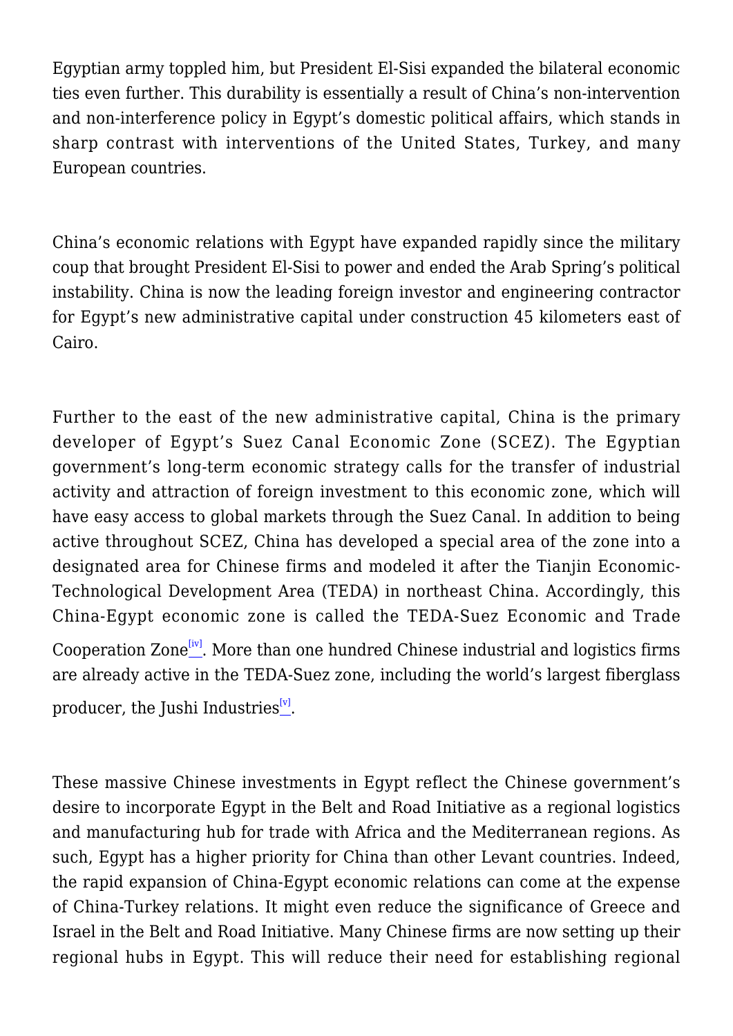Egyptian army toppled him, but President El-Sisi expanded the bilateral economic ties even further. This durability is essentially a result of China's non-intervention and non-interference policy in Egypt's domestic political affairs, which stands in sharp contrast with interventions of the United States, Turkey, and many European countries.

China's economic relations with Egypt have expanded rapidly since the military coup that brought President El-Sisi to power and ended the Arab Spring's political instability. China is now the leading foreign investor and engineering contractor for Egypt's new administrative capital under construction 45 kilometers east of Cairo.

Further to the east of the new administrative capital, China is the primary developer of Egypt's Suez Canal Economic Zone (SCEZ). The Egyptian government's long-term economic strategy calls for the transfer of industrial activity and attraction of foreign investment to this economic zone, which will have easy access to global markets through the Suez Canal. In addition to being active throughout SCEZ, China has developed a special area of the zone into a designated area for Chinese firms and modeled it after the Tianjin Economic-Technological Development Area (TEDA) in northeast China. Accordingly, this China-Egypt economic zone is called the TEDA-Suez Economic and Trade Cooperation Zone[iv]. More than one hundred Chinese industrial and logistics firms are already active in the TEDA-Suez zone, including the world's largest fiberglass producer, the Jushi Industries[v].

These massive Chinese investments in Egypt reflect the Chinese government's desire to incorporate Egypt in the Belt and Road Initiative as a regional logistics and manufacturing hub for trade with Africa and the Mediterranean regions. As such, Egypt has a higher priority for China than other Levant countries. Indeed, the rapid expansion of China-Egypt economic relations can come at the expense of China-Turkey relations. It might even reduce the significance of Greece and Israel in the Belt and Road Initiative. Many Chinese firms are now setting up their regional hubs in Egypt. This will reduce their need for establishing regional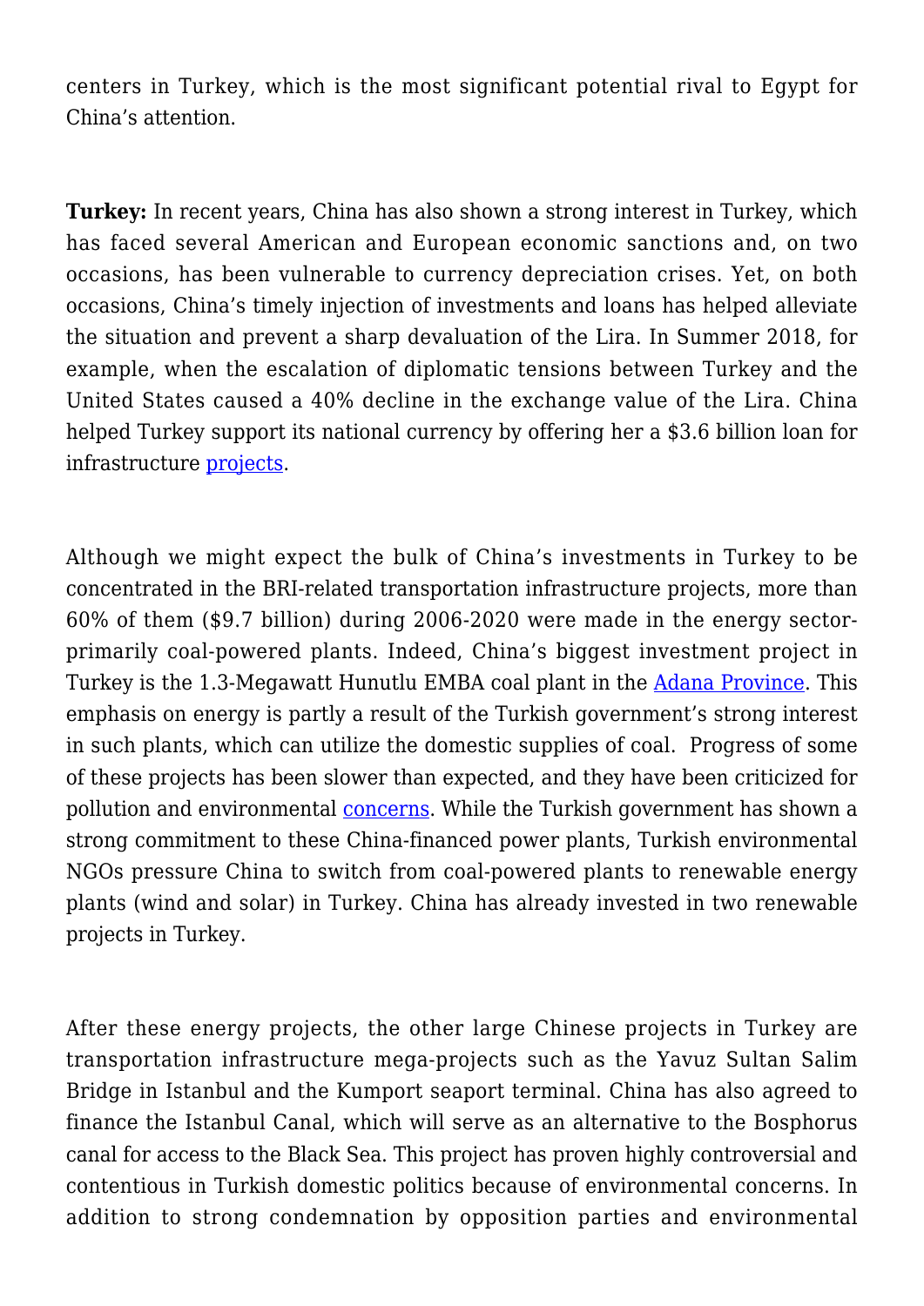centers in Turkey, which is the most significant potential rival to Egypt for China's attention.

**Turkey:** In recent years, China has also shown a strong interest in Turkey, which has faced several American and European economic sanctions and, on two occasions, has been vulnerable to currency depreciation crises. Yet, on both occasions, China's timely injection of investments and loans has helped alleviate the situation and prevent a sharp devaluation of the Lira. In Summer 2018, for example, when the escalation of diplomatic tensions between Turkey and the United States caused a 40% decline in the exchange value of the Lira. China helped Turkey support its national currency by offering her a $3.6 billion loan for infrastructure projects.

Although we might expect the bulk of China's investments in Turkey to be concentrated in the BRI-related transportation infrastructure projects, more than 60% of them ($9.7 billion) during 2006-2020 were made in the energy sector-primarily coal-powered plants. Indeed, China's biggest investment project in Turkey is the 1.3-Megawatt Hunutlu EMBA coal plant in the Adana Province. This emphasis on energy is partly a result of the Turkish government's strong interest in such plants, which can utilize the domestic supplies of coal. Progress of some of these projects has been slower than expected, and they have been criticized for pollution and environmental concerns. While the Turkish government has shown a strong commitment to these China-financed power plants, Turkish environmental NGOs pressure China to switch from coal-powered plants to renewable energy plants (wind and solar) in Turkey. China has already invested in two renewable projects in Turkey.

After these energy projects, the other large Chinese projects in Turkey are transportation infrastructure mega-projects such as the Yavuz Sultan Salim Bridge in Istanbul and the Kumport seaport terminal. China has also agreed to finance the Istanbul Canal, which will serve as an alternative to the Bosphorus canal for access to the Black Sea. This project has proven highly controversial and contentious in Turkish domestic politics because of environmental concerns. In addition to strong condemnation by opposition parties and environmental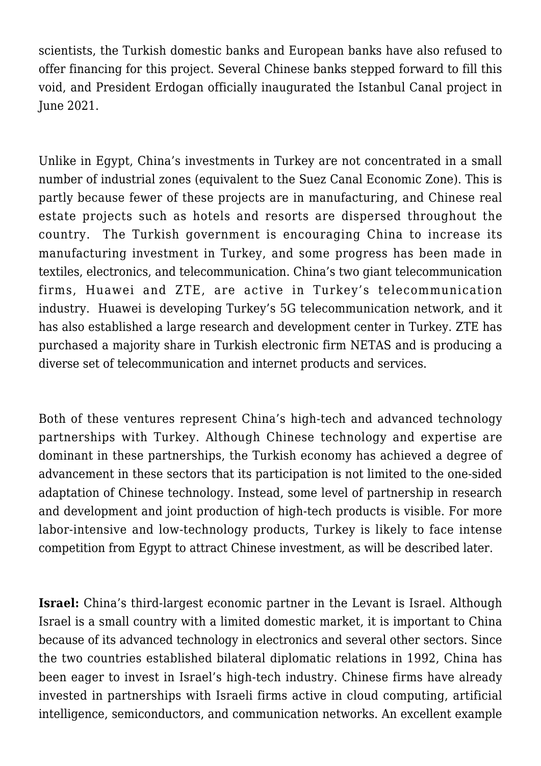scientists, the Turkish domestic banks and European banks have also refused to offer financing for this project. Several Chinese banks stepped forward to fill this void, and President Erdogan officially inaugurated the Istanbul Canal project in June 2021.

Unlike in Egypt, China's investments in Turkey are not concentrated in a small number of industrial zones (equivalent to the Suez Canal Economic Zone). This is partly because fewer of these projects are in manufacturing, and Chinese real estate projects such as hotels and resorts are dispersed throughout the country. The Turkish government is encouraging China to increase its manufacturing investment in Turkey, and some progress has been made in textiles, electronics, and telecommunication. China's two giant telecommunication firms, Huawei and ZTE, are active in Turkey's telecommunication industry. Huawei is developing Turkey's 5G telecommunication network, and it has also established a large research and development center in Turkey. ZTE has purchased a majority share in Turkish electronic firm NETAS and is producing a diverse set of telecommunication and internet products and services.

Both of these ventures represent China's high-tech and advanced technology partnerships with Turkey. Although Chinese technology and expertise are dominant in these partnerships, the Turkish economy has achieved a degree of advancement in these sectors that its participation is not limited to the one-sided adaptation of Chinese technology. Instead, some level of partnership in research and development and joint production of high-tech products is visible. For more labor-intensive and low-technology products, Turkey is likely to face intense competition from Egypt to attract Chinese investment, as will be described later.

**Israel:** China's third-largest economic partner in the Levant is Israel. Although Israel is a small country with a limited domestic market, it is important to China because of its advanced technology in electronics and several other sectors. Since the two countries established bilateral diplomatic relations in 1992, China has been eager to invest in Israel's high-tech industry. Chinese firms have already invested in partnerships with Israeli firms active in cloud computing, artificial intelligence, semiconductors, and communication networks. An excellent example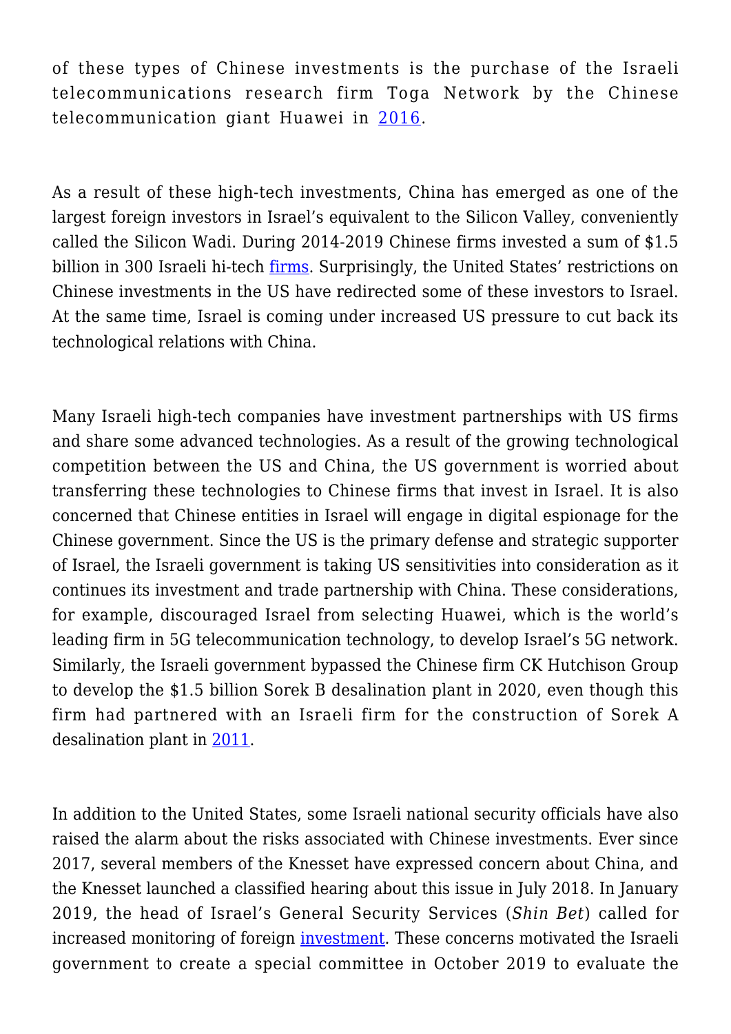of these types of Chinese investments is the purchase of the Israeli telecommunications research firm Toga Network by the Chinese telecommunication giant Huawei in 2016.

As a result of these high-tech investments, China has emerged as one of the largest foreign investors in Israel's equivalent to the Silicon Valley, conveniently called the Silicon Wadi. During 2014-2019 Chinese firms invested a sum of $1.5 billion in 300 Israeli hi-tech firms. Surprisingly, the United States' restrictions on Chinese investments in the US have redirected some of these investors to Israel. At the same time, Israel is coming under increased US pressure to cut back its technological relations with China.

Many Israeli high-tech companies have investment partnerships with US firms and share some advanced technologies. As a result of the growing technological competition between the US and China, the US government is worried about transferring these technologies to Chinese firms that invest in Israel. It is also concerned that Chinese entities in Israel will engage in digital espionage for the Chinese government. Since the US is the primary defense and strategic supporter of Israel, the Israeli government is taking US sensitivities into consideration as it continues its investment and trade partnership with China. These considerations, for example, discouraged Israel from selecting Huawei, which is the world's leading firm in 5G telecommunication technology, to develop Israel's 5G network. Similarly, the Israeli government bypassed the Chinese firm CK Hutchison Group to develop the $1.5 billion Sorek B desalination plant in 2020, even though this firm had partnered with an Israeli firm for the construction of Sorek A desalination plant in 2011.

In addition to the United States, some Israeli national security officials have also raised the alarm about the risks associated with Chinese investments. Ever since 2017, several members of the Knesset have expressed concern about China, and the Knesset launched a classified hearing about this issue in July 2018. In January 2019, the head of Israel's General Security Services (*Shin Bet*) called for increased monitoring of foreign investment. These concerns motivated the Israeli government to create a special committee in October 2019 to evaluate the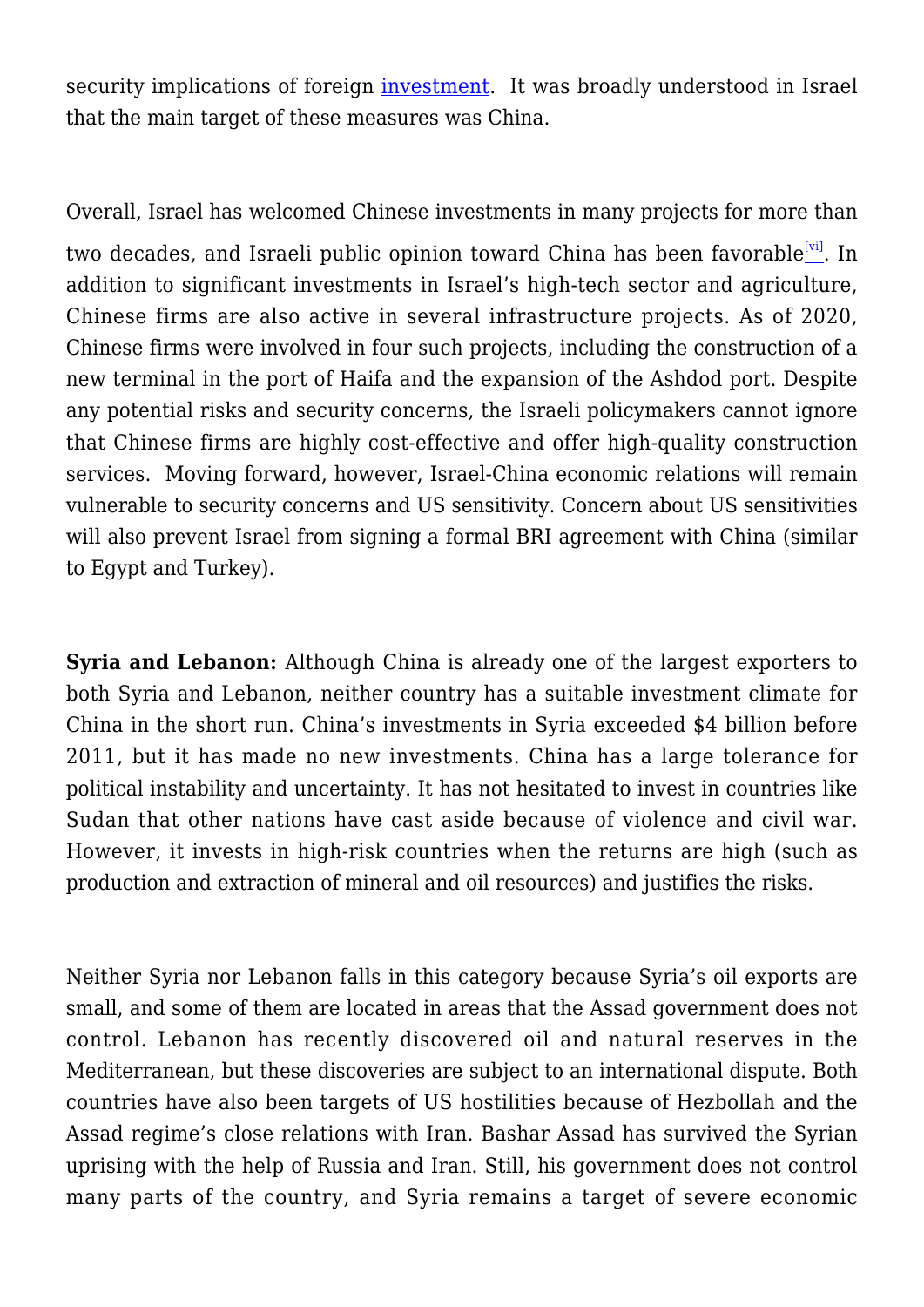security implications of foreign investment. It was broadly understood in Israel that the main target of these measures was China.

Overall, Israel has welcomed Chinese investments in many projects for more than two decades, and Israeli public opinion toward China has been favorable[vi]. In addition to significant investments in Israel's high-tech sector and agriculture, Chinese firms are also active in several infrastructure projects. As of 2020, Chinese firms were involved in four such projects, including the construction of a new terminal in the port of Haifa and the expansion of the Ashdod port. Despite any potential risks and security concerns, the Israeli policymakers cannot ignore that Chinese firms are highly cost-effective and offer high-quality construction services. Moving forward, however, Israel-China economic relations will remain vulnerable to security concerns and US sensitivity. Concern about US sensitivities will also prevent Israel from signing a formal BRI agreement with China (similar to Egypt and Turkey).

**Syria and Lebanon:** Although China is already one of the largest exporters to both Syria and Lebanon, neither country has a suitable investment climate for China in the short run. China's investments in Syria exceeded $4 billion before 2011, but it has made no new investments. China has a large tolerance for political instability and uncertainty. It has not hesitated to invest in countries like Sudan that other nations have cast aside because of violence and civil war. However, it invests in high-risk countries when the returns are high (such as production and extraction of mineral and oil resources) and justifies the risks.

Neither Syria nor Lebanon falls in this category because Syria's oil exports are small, and some of them are located in areas that the Assad government does not control. Lebanon has recently discovered oil and natural reserves in the Mediterranean, but these discoveries are subject to an international dispute. Both countries have also been targets of US hostilities because of Hezbollah and the Assad regime's close relations with Iran. Bashar Assad has survived the Syrian uprising with the help of Russia and Iran. Still, his government does not control many parts of the country, and Syria remains a target of severe economic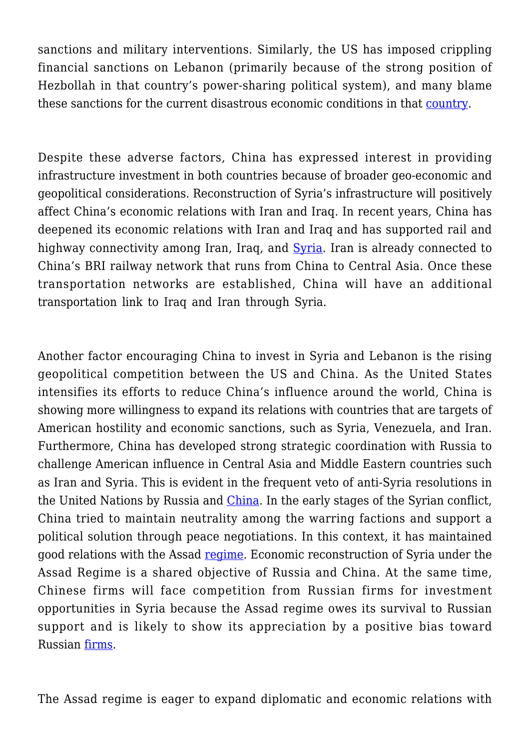sanctions and military interventions. Similarly, the US has imposed crippling financial sanctions on Lebanon (primarily because of the strong position of Hezbollah in that country's power-sharing political system), and many blame these sanctions for the current disastrous economic conditions in that country.

Despite these adverse factors, China has expressed interest in providing infrastructure investment in both countries because of broader geo-economic and geopolitical considerations. Reconstruction of Syria's infrastructure will positively affect China's economic relations with Iran and Iraq. In recent years, China has deepened its economic relations with Iran and Iraq and has supported rail and highway connectivity among Iran, Iraq, and Syria. Iran is already connected to China's BRI railway network that runs from China to Central Asia. Once these transportation networks are established, China will have an additional transportation link to Iraq and Iran through Syria.

Another factor encouraging China to invest in Syria and Lebanon is the rising geopolitical competition between the US and China. As the United States intensifies its efforts to reduce China's influence around the world, China is showing more willingness to expand its relations with countries that are targets of American hostility and economic sanctions, such as Syria, Venezuela, and Iran. Furthermore, China has developed strong strategic coordination with Russia to challenge American influence in Central Asia and Middle Eastern countries such as Iran and Syria. This is evident in the frequent veto of anti-Syria resolutions in the United Nations by Russia and China. In the early stages of the Syrian conflict, China tried to maintain neutrality among the warring factions and support a political solution through peace negotiations. In this context, it has maintained good relations with the Assad regime. Economic reconstruction of Syria under the Assad Regime is a shared objective of Russia and China. At the same time, Chinese firms will face competition from Russian firms for investment opportunities in Syria because the Assad regime owes its survival to Russian support and is likely to show its appreciation by a positive bias toward Russian firms.

The Assad regime is eager to expand diplomatic and economic relations with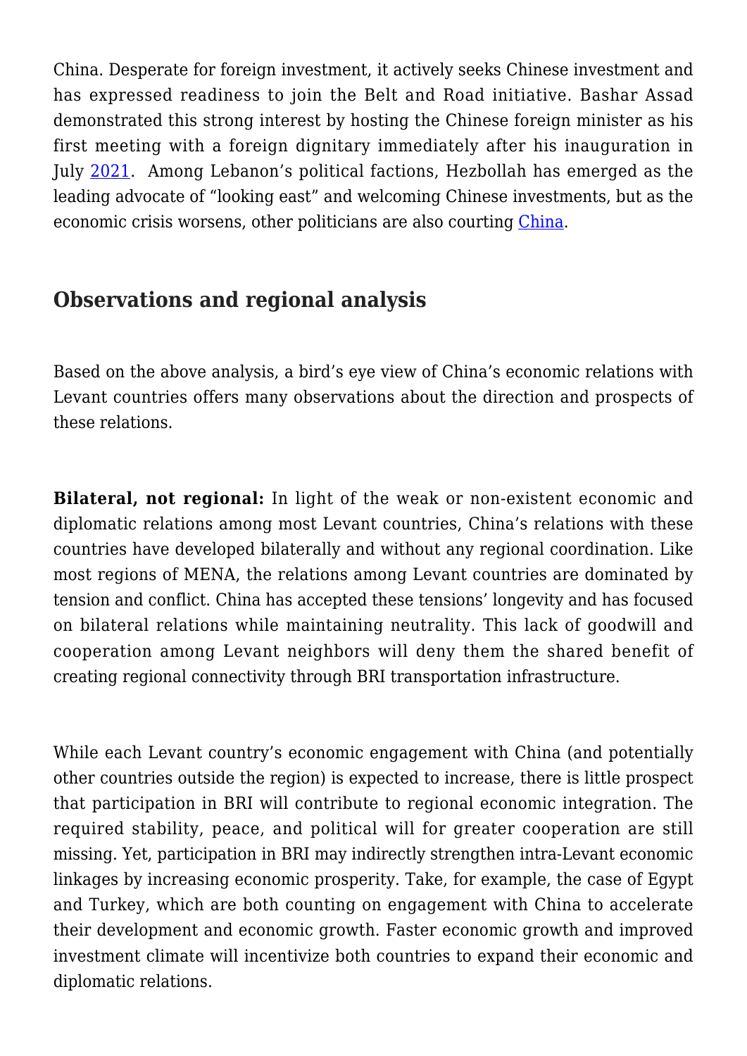China. Desperate for foreign investment, it actively seeks Chinese investment and has expressed readiness to join the Belt and Road initiative. Bashar Assad demonstrated this strong interest by hosting the Chinese foreign minister as his first meeting with a foreign dignitary immediately after his inauguration in July 2021. Among Lebanon's political factions, Hezbollah has emerged as the leading advocate of "looking east" and welcoming Chinese investments, but as the economic crisis worsens, other politicians are also courting China.

## Observations and regional analysis

Based on the above analysis, a bird's eye view of China's economic relations with Levant countries offers many observations about the direction and prospects of these relations.

**Bilateral, not regional:** In light of the weak or non-existent economic and diplomatic relations among most Levant countries, China's relations with these countries have developed bilaterally and without any regional coordination. Like most regions of MENA, the relations among Levant countries are dominated by tension and conflict. China has accepted these tensions' longevity and has focused on bilateral relations while maintaining neutrality. This lack of goodwill and cooperation among Levant neighbors will deny them the shared benefit of creating regional connectivity through BRI transportation infrastructure.

While each Levant country's economic engagement with China (and potentially other countries outside the region) is expected to increase, there is little prospect that participation in BRI will contribute to regional economic integration. The required stability, peace, and political will for greater cooperation are still missing. Yet, participation in BRI may indirectly strengthen intra-Levant economic linkages by increasing economic prosperity. Take, for example, the case of Egypt and Turkey, which are both counting on engagement with China to accelerate their development and economic growth. Faster economic growth and improved investment climate will incentivize both countries to expand their economic and diplomatic relations.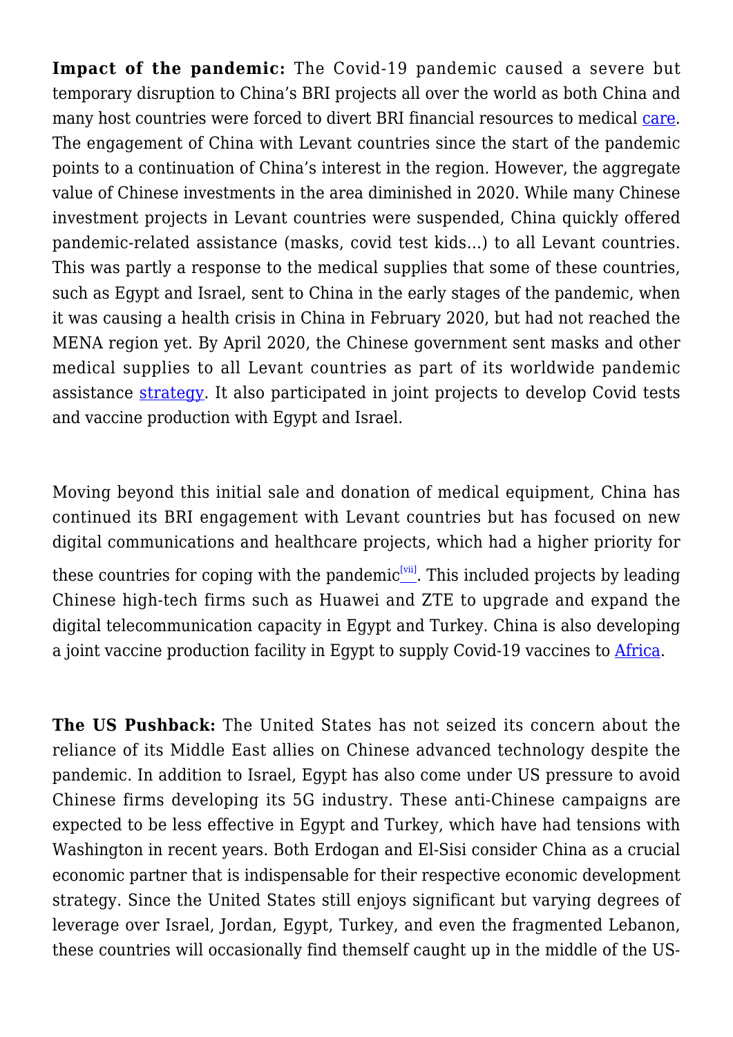**Impact of the pandemic:** The Covid-19 pandemic caused a severe but temporary disruption to China's BRI projects all over the world as both China and many host countries were forced to divert BRI financial resources to medical care. The engagement of China with Levant countries since the start of the pandemic points to a continuation of China's interest in the region. However, the aggregate value of Chinese investments in the area diminished in 2020. While many Chinese investment projects in Levant countries were suspended, China quickly offered pandemic-related assistance (masks, covid test kids…) to all Levant countries. This was partly a response to the medical supplies that some of these countries, such as Egypt and Israel, sent to China in the early stages of the pandemic, when it was causing a health crisis in China in February 2020, but had not reached the MENA region yet. By April 2020, the Chinese government sent masks and other medical supplies to all Levant countries as part of its worldwide pandemic assistance strategy. It also participated in joint projects to develop Covid tests and vaccine production with Egypt and Israel.

Moving beyond this initial sale and donation of medical equipment, China has continued its BRI engagement with Levant countries but has focused on new digital communications and healthcare projects, which had a higher priority for these countries for coping with the pandemic[vii]. This included projects by leading Chinese high-tech firms such as Huawei and ZTE to upgrade and expand the digital telecommunication capacity in Egypt and Turkey. China is also developing a joint vaccine production facility in Egypt to supply Covid-19 vaccines to Africa.

**The US Pushback:** The United States has not seized its concern about the reliance of its Middle East allies on Chinese advanced technology despite the pandemic. In addition to Israel, Egypt has also come under US pressure to avoid Chinese firms developing its 5G industry. These anti-Chinese campaigns are expected to be less effective in Egypt and Turkey, which have had tensions with Washington in recent years. Both Erdogan and El-Sisi consider China as a crucial economic partner that is indispensable for their respective economic development strategy. Since the United States still enjoys significant but varying degrees of leverage over Israel, Jordan, Egypt, Turkey, and even the fragmented Lebanon, these countries will occasionally find themself caught up in the middle of the US-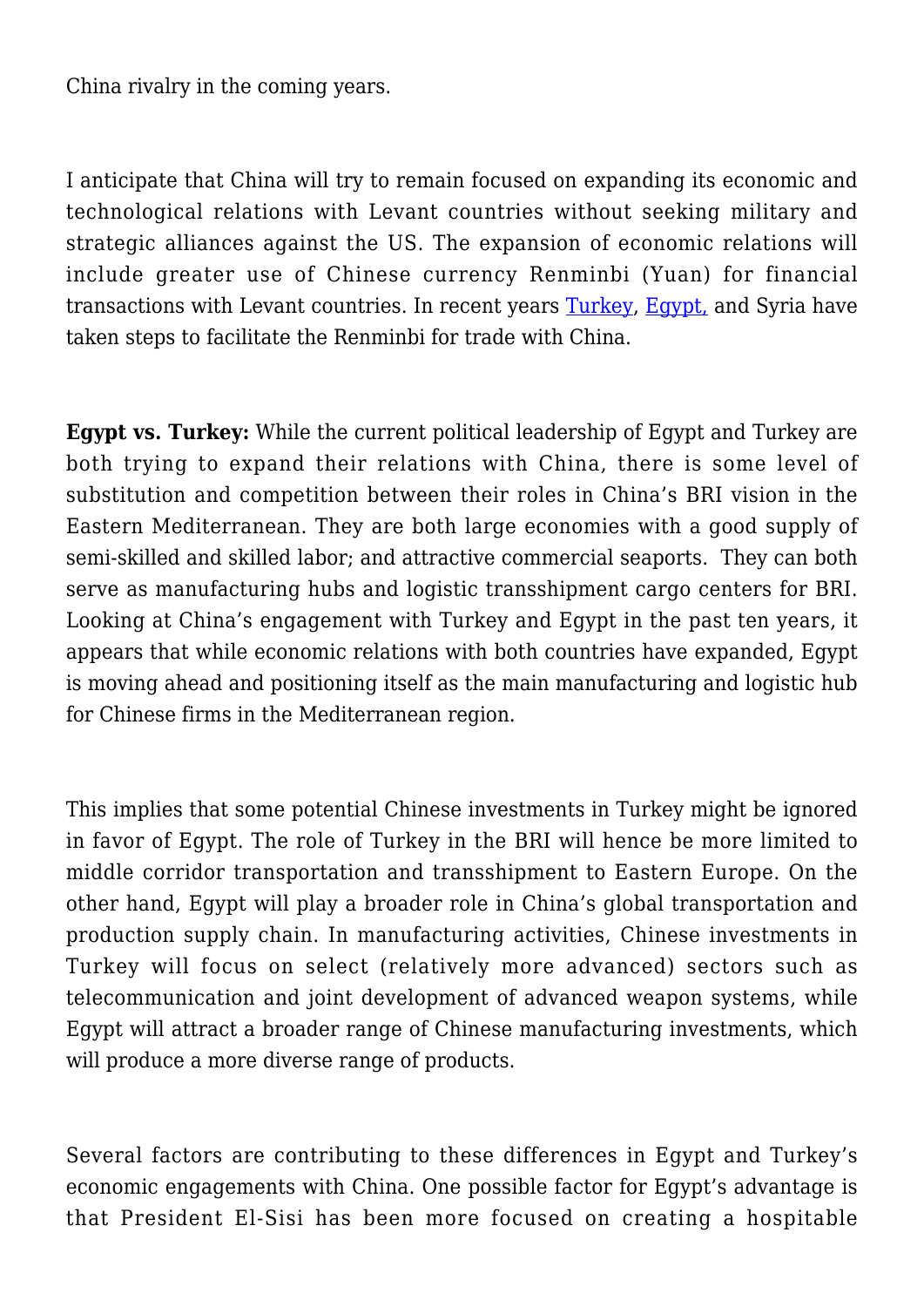China rivalry in the coming years.

I anticipate that China will try to remain focused on expanding its economic and technological relations with Levant countries without seeking military and strategic alliances against the US. The expansion of economic relations will include greater use of Chinese currency Renminbi (Yuan) for financial transactions with Levant countries. In recent years Turkey, Egypt, and Syria have taken steps to facilitate the Renminbi for trade with China.

**Egypt vs. Turkey:** While the current political leadership of Egypt and Turkey are both trying to expand their relations with China, there is some level of substitution and competition between their roles in China's BRI vision in the Eastern Mediterranean. They are both large economies with a good supply of semi-skilled and skilled labor; and attractive commercial seaports. They can both serve as manufacturing hubs and logistic transshipment cargo centers for BRI. Looking at China's engagement with Turkey and Egypt in the past ten years, it appears that while economic relations with both countries have expanded, Egypt is moving ahead and positioning itself as the main manufacturing and logistic hub for Chinese firms in the Mediterranean region.

This implies that some potential Chinese investments in Turkey might be ignored in favor of Egypt. The role of Turkey in the BRI will hence be more limited to middle corridor transportation and transshipment to Eastern Europe. On the other hand, Egypt will play a broader role in China's global transportation and production supply chain. In manufacturing activities, Chinese investments in Turkey will focus on select (relatively more advanced) sectors such as telecommunication and joint development of advanced weapon systems, while Egypt will attract a broader range of Chinese manufacturing investments, which will produce a more diverse range of products.

Several factors are contributing to these differences in Egypt and Turkey's economic engagements with China. One possible factor for Egypt's advantage is that President El-Sisi has been more focused on creating a hospitable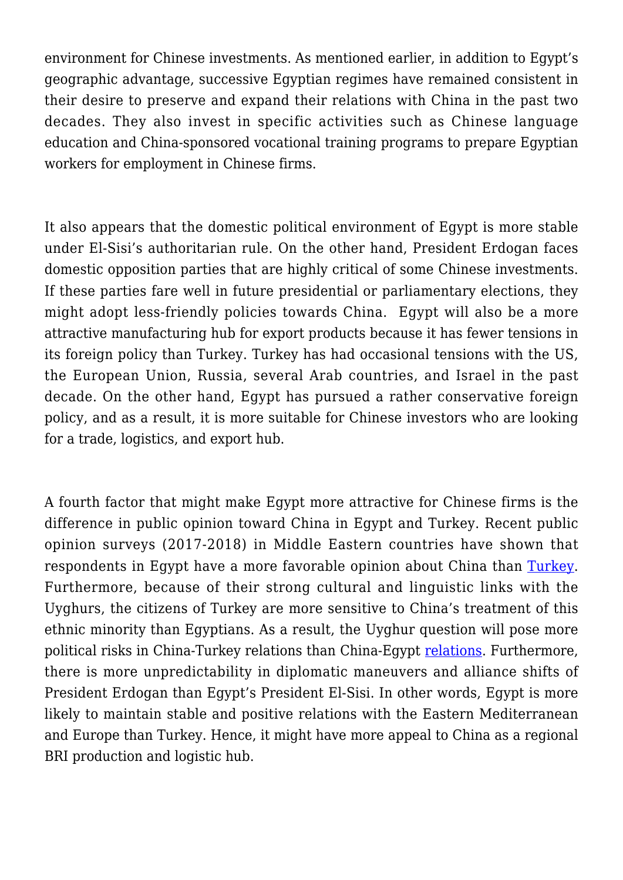environment for Chinese investments. As mentioned earlier, in addition to Egypt's geographic advantage, successive Egyptian regimes have remained consistent in their desire to preserve and expand their relations with China in the past two decades. They also invest in specific activities such as Chinese language education and China-sponsored vocational training programs to prepare Egyptian workers for employment in Chinese firms.

It also appears that the domestic political environment of Egypt is more stable under El-Sisi's authoritarian rule. On the other hand, President Erdogan faces domestic opposition parties that are highly critical of some Chinese investments. If these parties fare well in future presidential or parliamentary elections, they might adopt less-friendly policies towards China. Egypt will also be a more attractive manufacturing hub for export products because it has fewer tensions in its foreign policy than Turkey. Turkey has had occasional tensions with the US, the European Union, Russia, several Arab countries, and Israel in the past decade. On the other hand, Egypt has pursued a rather conservative foreign policy, and as a result, it is more suitable for Chinese investors who are looking for a trade, logistics, and export hub.

A fourth factor that might make Egypt more attractive for Chinese firms is the difference in public opinion toward China in Egypt and Turkey. Recent public opinion surveys (2017-2018) in Middle Eastern countries have shown that respondents in Egypt have a more favorable opinion about China than Turkey. Furthermore, because of their strong cultural and linguistic links with the Uyghurs, the citizens of Turkey are more sensitive to China's treatment of this ethnic minority than Egyptians. As a result, the Uyghur question will pose more political risks in China-Turkey relations than China-Egypt relations. Furthermore, there is more unpredictability in diplomatic maneuvers and alliance shifts of President Erdogan than Egypt's President El-Sisi. In other words, Egypt is more likely to maintain stable and positive relations with the Eastern Mediterranean and Europe than Turkey. Hence, it might have more appeal to China as a regional BRI production and logistic hub.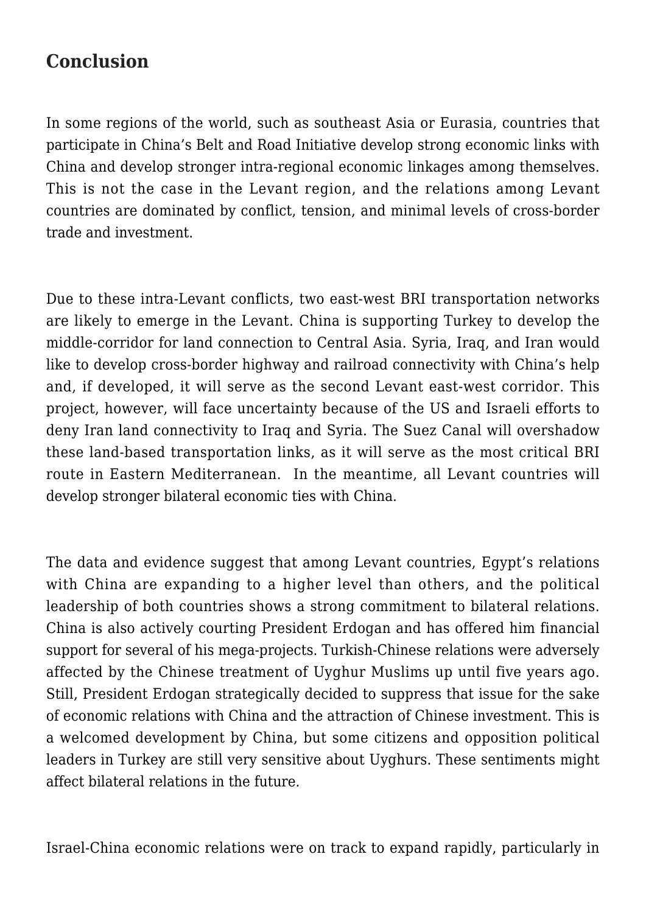## Conclusion

In some regions of the world, such as southeast Asia or Eurasia, countries that participate in China's Belt and Road Initiative develop strong economic links with China and develop stronger intra-regional economic linkages among themselves. This is not the case in the Levant region, and the relations among Levant countries are dominated by conflict, tension, and minimal levels of cross-border trade and investment.

Due to these intra-Levant conflicts, two east-west BRI transportation networks are likely to emerge in the Levant. China is supporting Turkey to develop the middle-corridor for land connection to Central Asia. Syria, Iraq, and Iran would like to develop cross-border highway and railroad connectivity with China's help and, if developed, it will serve as the second Levant east-west corridor. This project, however, will face uncertainty because of the US and Israeli efforts to deny Iran land connectivity to Iraq and Syria. The Suez Canal will overshadow these land-based transportation links, as it will serve as the most critical BRI route in Eastern Mediterranean. In the meantime, all Levant countries will develop stronger bilateral economic ties with China.

The data and evidence suggest that among Levant countries, Egypt's relations with China are expanding to a higher level than others, and the political leadership of both countries shows a strong commitment to bilateral relations. China is also actively courting President Erdogan and has offered him financial support for several of his mega-projects. Turkish-Chinese relations were adversely affected by the Chinese treatment of Uyghur Muslims up until five years ago. Still, President Erdogan strategically decided to suppress that issue for the sake of economic relations with China and the attraction of Chinese investment. This is a welcomed development by China, but some citizens and opposition political leaders in Turkey are still very sensitive about Uyghurs. These sentiments might affect bilateral relations in the future.

Israel-China economic relations were on track to expand rapidly, particularly in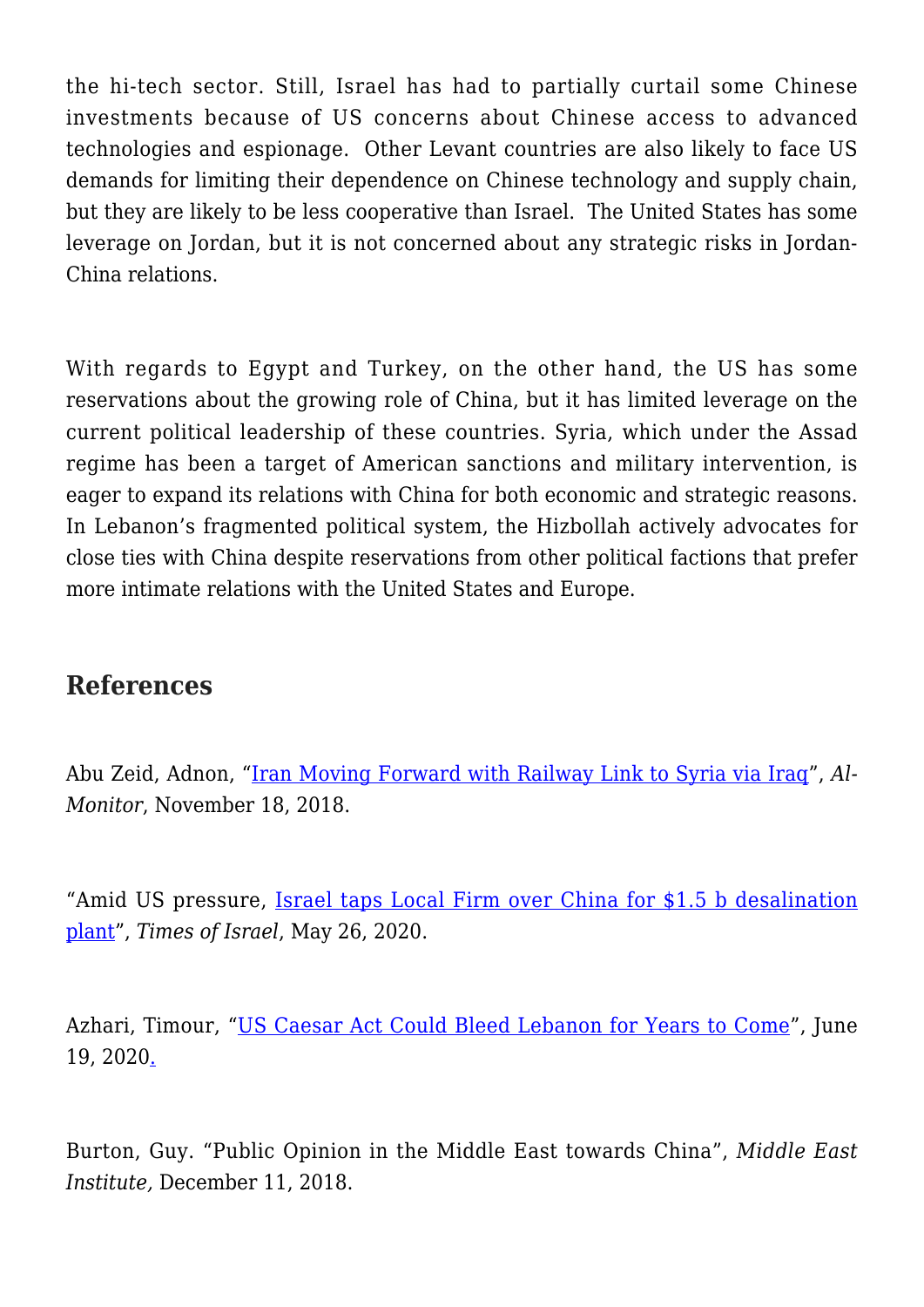the hi-tech sector. Still, Israel has had to partially curtail some Chinese investments because of US concerns about Chinese access to advanced technologies and espionage. Other Levant countries are also likely to face US demands for limiting their dependence on Chinese technology and supply chain, but they are likely to be less cooperative than Israel. The United States has some leverage on Jordan, but it is not concerned about any strategic risks in Jordan-China relations.

With regards to Egypt and Turkey, on the other hand, the US has some reservations about the growing role of China, but it has limited leverage on the current political leadership of these countries. Syria, which under the Assad regime has been a target of American sanctions and military intervention, is eager to expand its relations with China for both economic and strategic reasons. In Lebanon's fragmented political system, the Hizbollah actively advocates for close ties with China despite reservations from other political factions that prefer more intimate relations with the United States and Europe.

## References

Abu Zeid, Adnon, "Iran Moving Forward with Railway Link to Syria via Iraq", *Al-Monitor*, November 18, 2018.

"Amid US pressure, Israel taps Local Firm over China for $1.5 b desalination plant", *Times of Israel*, May 26, 2020.

Azhari, Timour, "US Caesar Act Could Bleed Lebanon for Years to Come", June 19, 2020.

Burton, Guy. "Public Opinion in the Middle East towards China", *Middle East Institute,* December 11, 2018.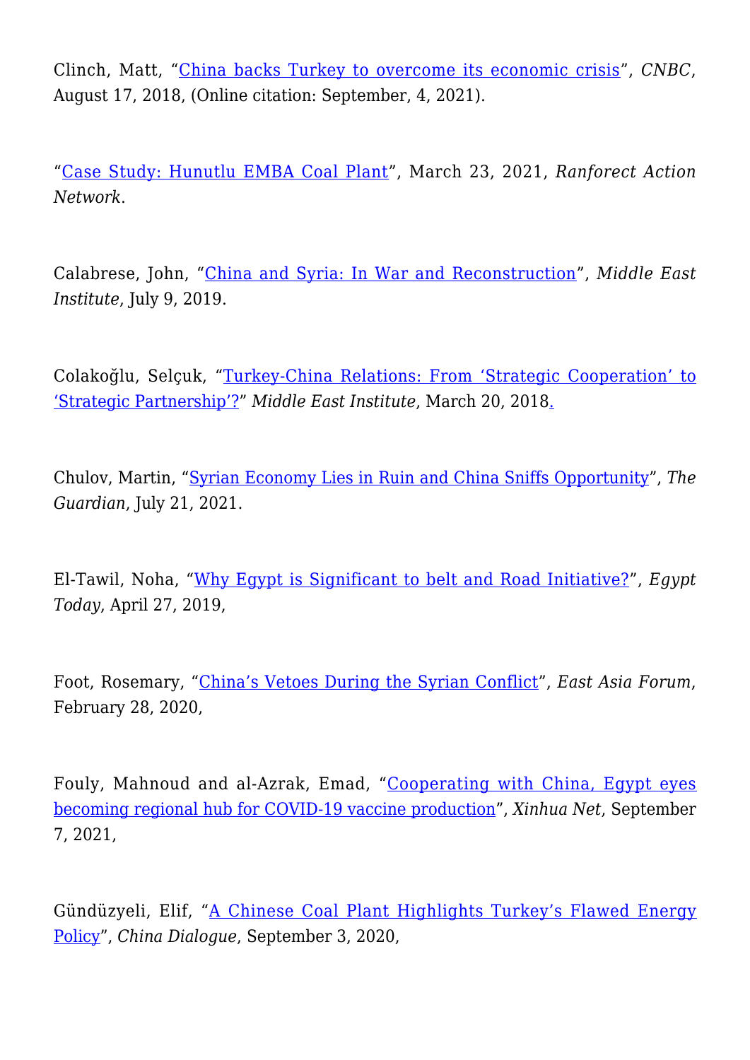Clinch, Matt, "China backs Turkey to overcome its economic crisis", *CNBC*, August 17, 2018, (Online citation: September, 4, 2021).

"Case Study: Hunutlu EMBA Coal Plant", March 23, 2021, *Ranforect Action Network*.

Calabrese, John, "China and Syria: In War and Reconstruction", *Middle East Institute*, July 9, 2019.

Colakoğlu, Selçuk, "Turkey-China Relations: From 'Strategic Cooperation' to 'Strategic Partnership'?" *Middle East Institute*, March 20, 2018.

Chulov, Martin, "Syrian Economy Lies in Ruin and China Sniffs Opportunity", *The Guardian*, July 21, 2021.

El-Tawil, Noha, "Why Egypt is Significant to belt and Road Initiative?", *Egypt Today*, April 27, 2019,

Foot, Rosemary, "China's Vetoes During the Syrian Conflict", *East Asia Forum*, February 28, 2020,

Fouly, Mahnoud and al-Azrak, Emad, "Cooperating with China, Egypt eyes becoming regional hub for COVID-19 vaccine production", *Xinhua Net*, September 7, 2021,

Gündüzyeli, Elif, "A Chinese Coal Plant Highlights Turkey's Flawed Energy Policy", *China Dialogue*, September 3, 2020,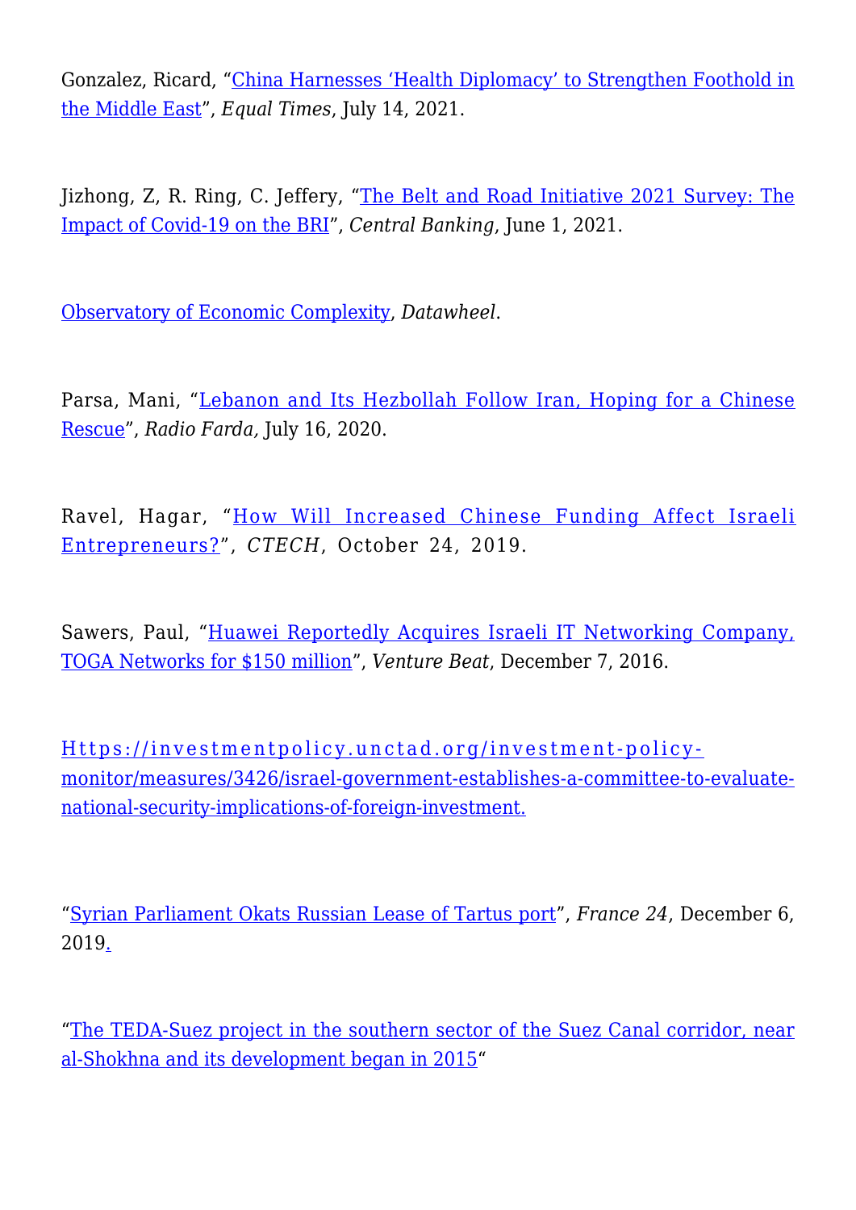Gonzalez, Ricard, "China Harnesses 'Health Diplomacy' to Strengthen Foothold in the Middle East", *Equal Times*, July 14, 2021.

Jizhong, Z, R. Ring, C. Jeffery, "The Belt and Road Initiative 2021 Survey: The Impact of Covid-19 on the BRI", *Central Banking*, June 1, 2021.

Observatory of Economic Complexity, *Datawheel*.

Parsa, Mani, "Lebanon and Its Hezbollah Follow Iran, Hoping for a Chinese Rescue", *Radio Farda,* July 16, 2020.

Ravel, Hagar, "How Will Increased Chinese Funding Affect Israeli Entrepreneurs?", *CTECH*, October 24, 2019.

Sawers, Paul, "Huawei Reportedly Acquires Israeli IT Networking Company, TOGA Networks for $150 million", *Venture Beat*, December 7, 2016.

Https://investmentpolicy.unctad.org/investment-policy-monitor/measures/3426/israel-government-establishes-a-committee-to-evaluate-national-security-implications-of-foreign-investment.

"Syrian Parliament Okats Russian Lease of Tartus port", *France 24*, December 6, 2019.

"The TEDA-Suez project in the southern sector of the Suez Canal corridor, near al-Shokhna and its development began in 2015"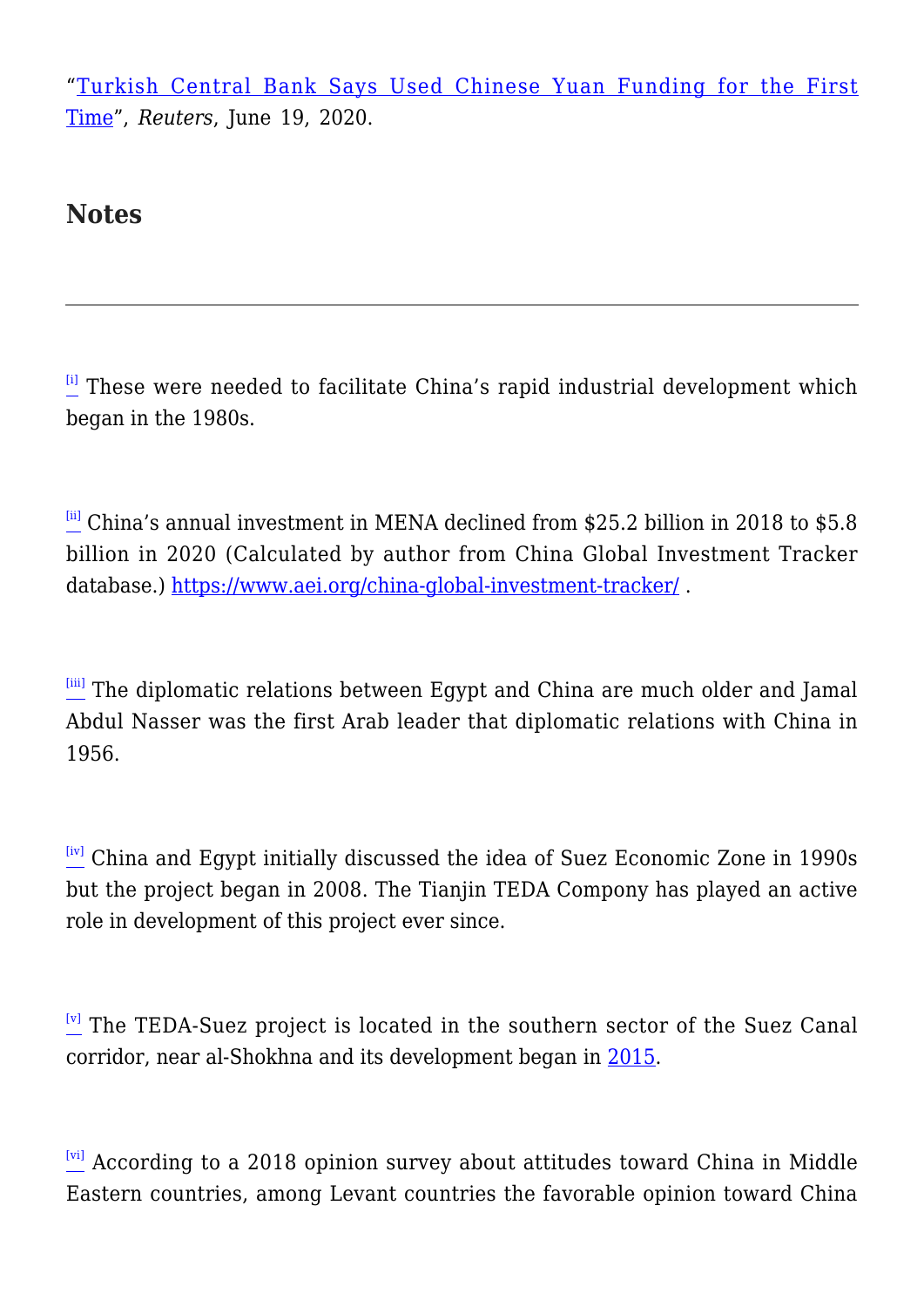"Turkish Central Bank Says Used Chinese Yuan Funding for the First Time", *Reuters*, June 19, 2020.

## Notes

---

[i] These were needed to facilitate China's rapid industrial development which began in the 1980s.

[ii] China's annual investment in MENA declined from $25.2 billion in 2018 to $5.8 billion in 2020 (Calculated by author from China Global Investment Tracker database.) https://www.aei.org/china-global-investment-tracker/ .

[iii] The diplomatic relations between Egypt and China are much older and Jamal Abdul Nasser was the first Arab leader that diplomatic relations with China in 1956.

[iv] China and Egypt initially discussed the idea of Suez Economic Zone in 1990s but the project began in 2008. The Tianjin TEDA Company has played an active role in development of this project ever since.

[v] The TEDA-Suez project is located in the southern sector of the Suez Canal corridor, near al-Shokhna and its development began in 2015.

[vi] According to a 2018 opinion survey about attitudes toward China in Middle Eastern countries, among Levant countries the favorable opinion toward China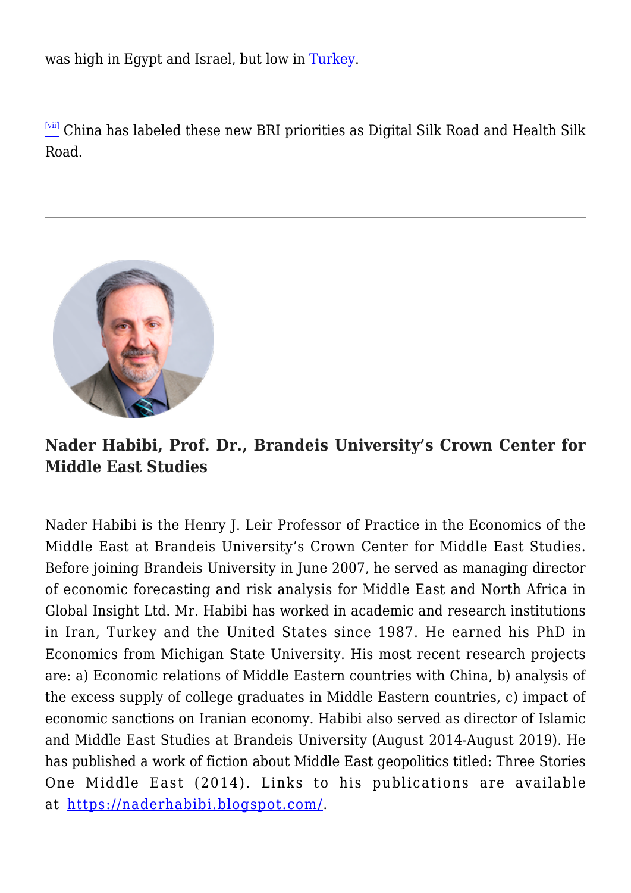was high in Egypt and Israel, but low in Turkey.

[vii] China has labeled these new BRI priorities as Digital Silk Road and Health Silk Road.

---

**Nader Habibi, Prof. Dr., Brandeis University's Crown Center for Middle East Studies**

Nader Habibi is the Henry J. Leir Professor of Practice in the Economics of the Middle East at Brandeis University's Crown Center for Middle East Studies. Before joining Brandeis University in June 2007, he served as managing director of economic forecasting and risk analysis for Middle East and North Africa in Global Insight Ltd. Mr. Habibi has worked in academic and research institutions in Iran, Turkey and the United States since 1987. He earned his PhD in Economics from Michigan State University. His most recent research projects are: a) Economic relations of Middle Eastern countries with China, b) analysis of the excess supply of college graduates in Middle Eastern countries, c) impact of economic sanctions on Iranian economy. Habibi also served as director of Islamic and Middle East Studies at Brandeis University (August 2014-August 2019). He has published a work of fiction about Middle East geopolitics titled: Three Stories One Middle East (2014). Links to his publications are available at https://naderhabibi.blogspot.com/.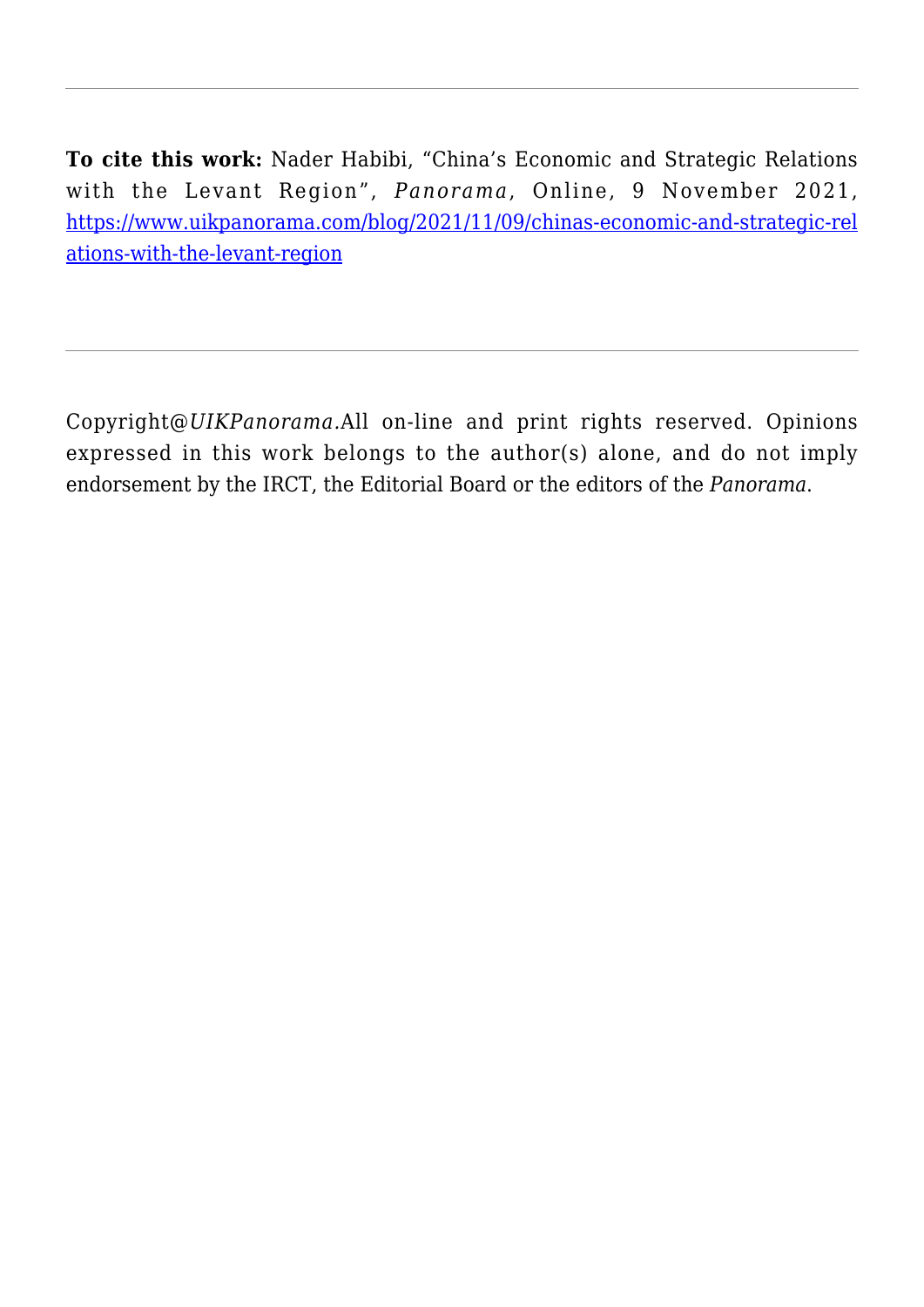---

**To cite this work:** Nader Habibi, "China's Economic and Strategic Relations with the Levant Region", *Panorama*, Online, 9 November 2021, [https://www.uikpanorama.com/blog/2021/11/09/chinas-economic-and-strategic-relations-with-the-levant-region](https://www.uikpanorama.com/blog/2021/11/09/chinas-economic-and-strategic-relations-with-the-levant-region)

---

Copyright@*UIKPanorama*.All on-line and print rights reserved. Opinions expressed in this work belongs to the author(s) alone, and do not imply endorsement by the IRCT, the Editorial Board or the editors of the *Panorama*.